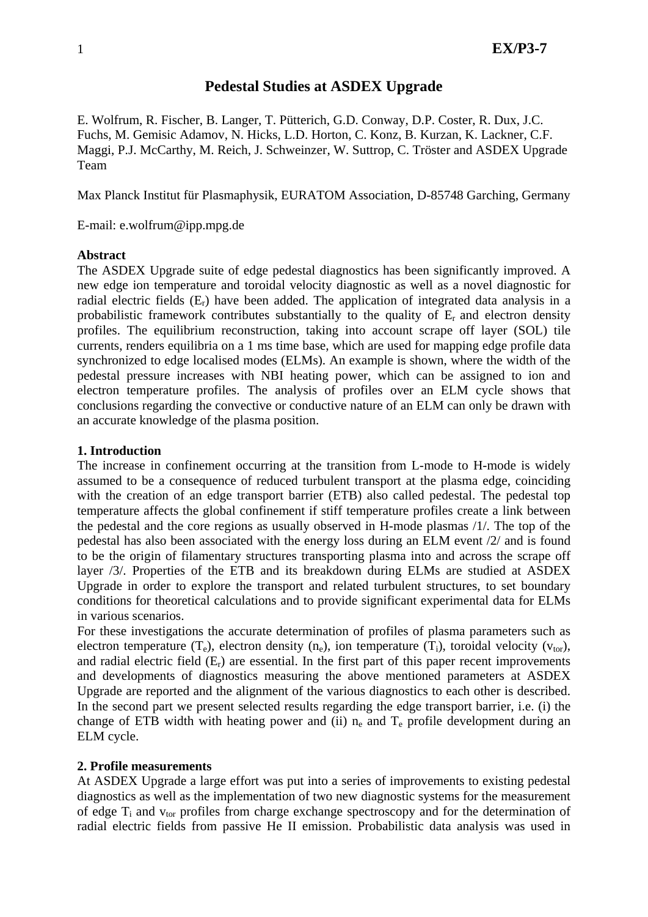EX/P3-7

# Pedestal Studies at ASDEX Upgrade

E. Wolfrum, R. Fischer, B. Langer, T. Pütterich, G.D. Conway, D.P. Coster, R. Dux, J.C. Fuchs, M. Gemisic Adamov, N. Hicks, L.D. Horton, C. Konz, B. Kurzan, K. Lackner, C.F. Maggi, P.J. McCarthy, M. Reich, J. Schweinzer, W. Suttrop, C. Tröster and ASDEX Upgrade Team

Max Planck Institut für Plasmaphysik, EURATOM Association, D-85748 Garching, Germany

E-mail: e.wolfrum@ipp.mpg.de

**Abstract**

The ASDEX Upgrade suite of edge pedestal diagnostics has been significantly improved. A new edge ion temperature and toroidal velocity diagnostic as well as a novel diagnostic for radial electric fields ($E_r$) have been added. The application of integrated data analysis in a probabilistic framework contributes substantially to the quality of $E_r$ and electron density profiles. The equilibrium reconstruction, taking into account scrape off layer (SOL) tile currents, renders equilibria on a 1 ms time base, which are used for mapping edge profile data synchronized to edge localised modes (ELMs). An example is shown, where the width of the pedestal pressure increases with NBI heating power, which can be assigned to ion and electron temperature profiles. The analysis of profiles over an ELM cycle shows that conclusions regarding the convective or conductive nature of an ELM can only be drawn with an accurate knowledge of the plasma position.

## 1. Introduction

The increase in confinement occurring at the transition from L-mode to H-mode is widely assumed to be a consequence of reduced turbulent transport at the plasma edge, coinciding with the creation of an edge transport barrier (ETB) also called pedestal. The pedestal top temperature affects the global confinement if stiff temperature profiles create a link between the pedestal and the core regions as usually observed in H-mode plasmas /1/. The top of the pedestal has also been associated with the energy loss during an ELM event /2/ and is found to be the origin of filamentary structures transporting plasma into and across the scrape off layer /3/. Properties of the ETB and its breakdown during ELMs are studied at ASDEX Upgrade in order to explore the transport and related turbulent structures, to set boundary conditions for theoretical calculations and to provide significant experimental data for ELMs in various scenarios.

For these investigations the accurate determination of profiles of plasma parameters such as electron temperature ($T_e$), electron density ($n_e$), ion temperature ($T_i$), toroidal velocity ($v_{tor}$), and radial electric field ($E_r$) are essential. In the first part of this paper recent improvements and developments of diagnostics measuring the above mentioned parameters at ASDEX Upgrade are reported and the alignment of the various diagnostics to each other is described. In the second part we present selected results regarding the edge transport barrier, i.e. (i) the change of ETB width with heating power and (ii) $n_e$ and $T_e$ profile development during an ELM cycle.

## 2. Profile measurements

At ASDEX Upgrade a large effort was put into a series of improvements to existing pedestal diagnostics as well as the implementation of two new diagnostic systems for the measurement of edge $T_i$ and $v_{tor}$ profiles from charge exchange spectroscopy and for the determination of radial electric fields from passive He II emission. Probabilistic data analysis was used in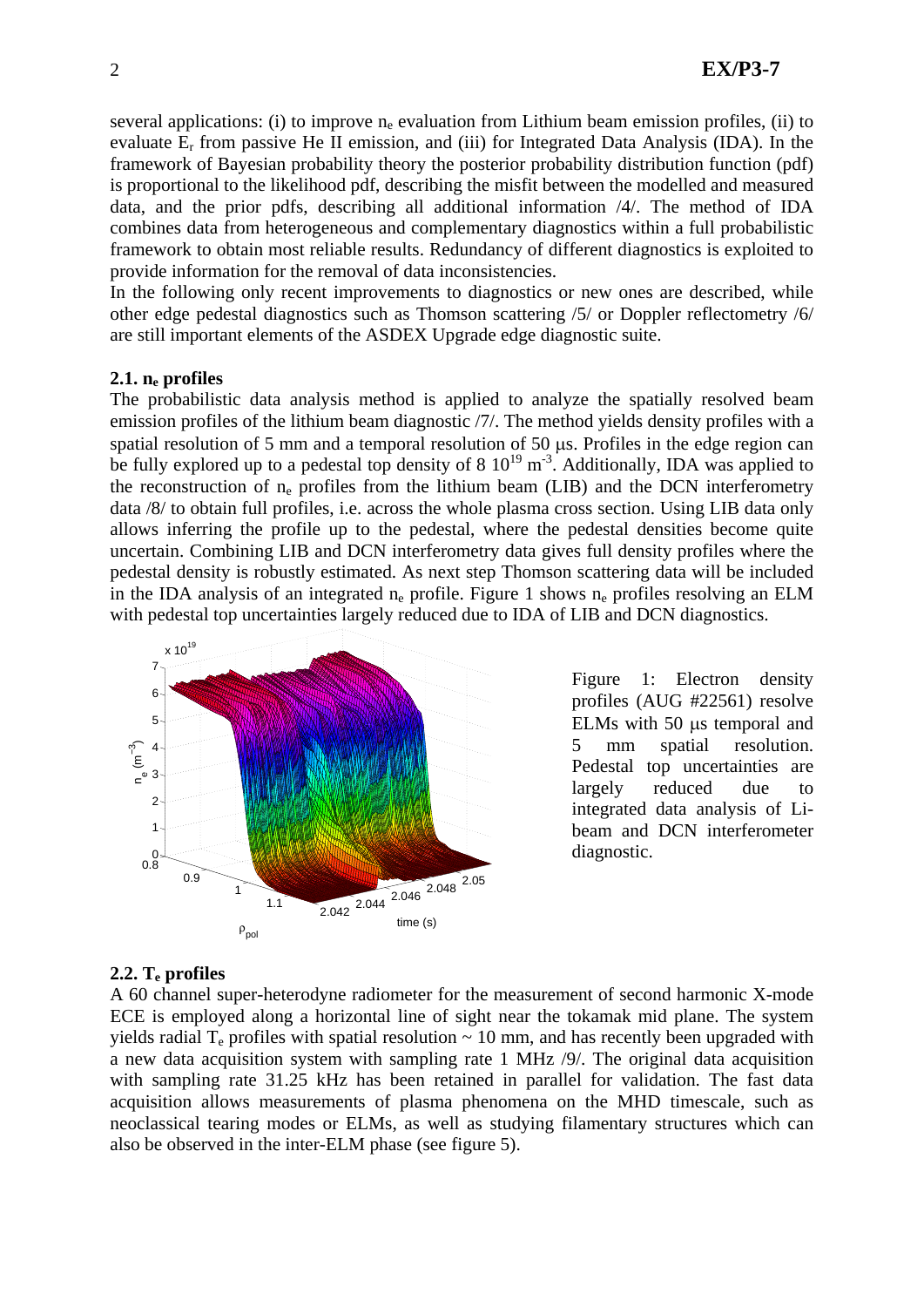several applications: (i) to improve $n_e$ evaluation from Lithium beam emission profiles, (ii) to evaluate $E_r$ from passive He II emission, and (iii) for Integrated Data Analysis (IDA). In the framework of Bayesian probability theory the posterior probability distribution function (pdf) is proportional to the likelihood pdf, describing the misfit between the modelled and measured data, and the prior pdfs, describing all additional information /4/. The method of IDA combines data from heterogeneous and complementary diagnostics within a full probabilistic framework to obtain most reliable results. Redundancy of different diagnostics is exploited to provide information for the removal of data inconsistencies.

In the following only recent improvements to diagnostics or new ones are described, while other edge pedestal diagnostics such as Thomson scattering /5/ or Doppler reflectometry /6/ are still important elements of the ASDEX Upgrade edge diagnostic suite.

### 2.1. $n_e$ profiles

The probabilistic data analysis method is applied to analyze the spatially resolved beam emission profiles of the lithium beam diagnostic /7/. The method yields density profiles with a spatial resolution of 5 mm and a temporal resolution of 50 μs. Profiles in the edge region can be fully explored up to a pedestal top density of 8 $10^{19}$ $m^{-3}$. Additionally, IDA was applied to the reconstruction of $n_e$ profiles from the lithium beam (LIB) and the DCN interferometry data /8/ to obtain full profiles, i.e. across the whole plasma cross section. Using LIB data only allows inferring the profile up to the pedestal, where the pedestal densities become quite uncertain. Combining LIB and DCN interferometry data gives full density profiles where the pedestal density is robustly estimated. As next step Thomson scattering data will be included in the IDA analysis of an integrated $n_e$ profile. Figure 1 shows $n_e$ profiles resolving an ELM with pedestal top uncertainties largely reduced due to IDA of LIB and DCN diagnostics.

Figure 1: Electron density profiles (AUG #22561) resolve ELMs with 50 μs temporal and 5 mm spatial resolution. Pedestal top uncertainties are largely reduced due to integrated data analysis of Li-beam and DCN interferometer diagnostic.

### 2.2. $T_e$ profiles

A 60 channel super-heterodyne radiometer for the measurement of second harmonic X-mode ECE is employed along a horizontal line of sight near the tokamak mid plane. The system yields radial $T_e$ profiles with spatial resolution ~ 10 mm, and has recently been upgraded with a new data acquisition system with sampling rate 1 MHz /9/. The original data acquisition with sampling rate 31.25 kHz has been retained in parallel for validation. The fast data acquisition allows measurements of plasma phenomena on the MHD timescale, such as neoclassical tearing modes or ELMs, as well as studying filamentary structures which can also be observed in the inter-ELM phase (see figure 5).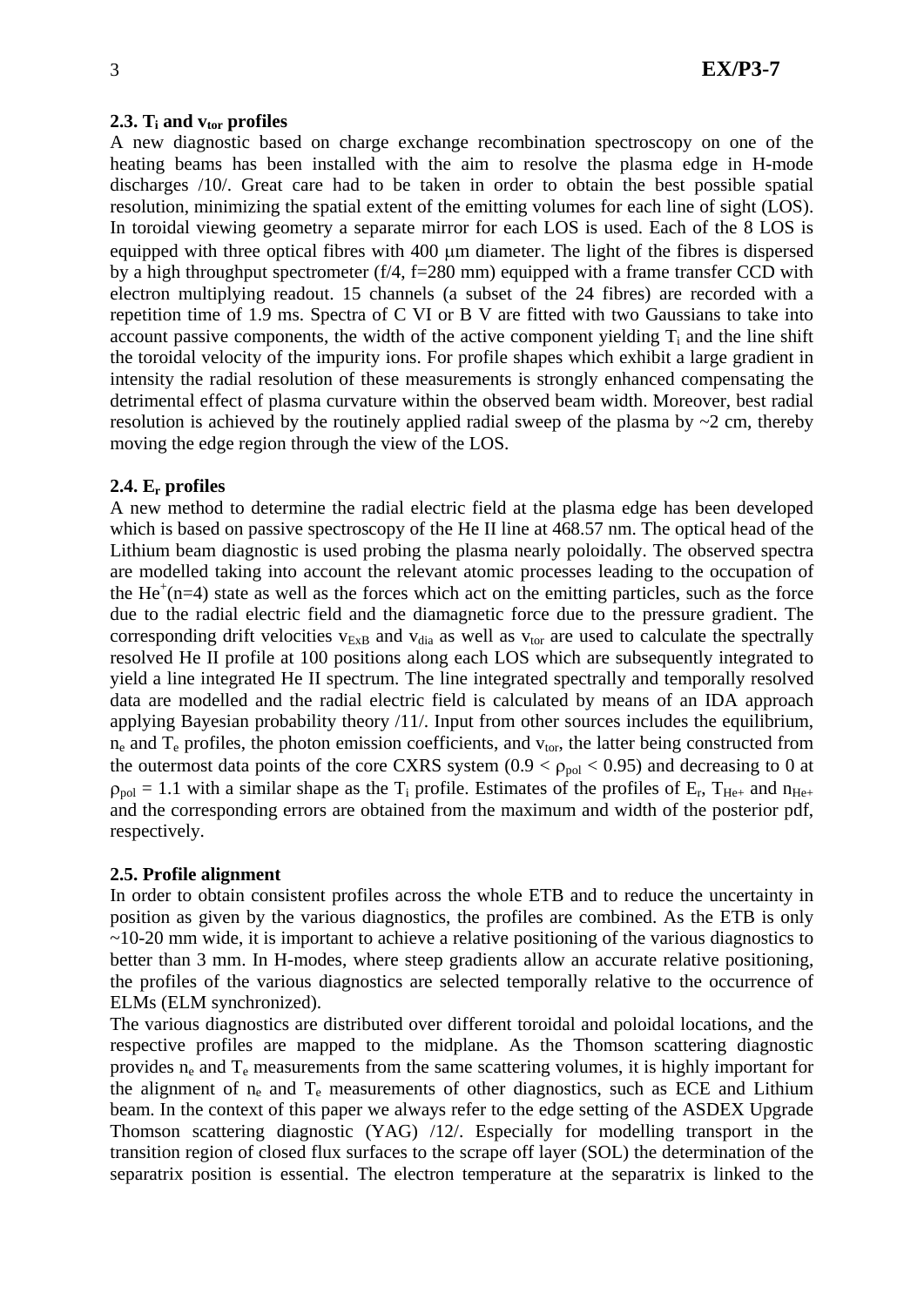### 2.3. $T_i$ and $v_{tor}$ profiles

A new diagnostic based on charge exchange recombination spectroscopy on one of the heating beams has been installed with the aim to resolve the plasma edge in H-mode discharges /10/. Great care had to be taken in order to obtain the best possible spatial resolution, minimizing the spatial extent of the emitting volumes for each line of sight (LOS). In toroidal viewing geometry a separate mirror for each LOS is used. Each of the 8 LOS is equipped with three optical fibres with 400 $\mu$m diameter. The light of the fibres is dispersed by a high throughput spectrometer (f/4, f=280 mm) equipped with a frame transfer CCD with electron multiplying readout. 15 channels (a subset of the 24 fibres) are recorded with a repetition time of 1.9 ms. Spectra of C VI or B V are fitted with two Gaussians to take into account passive components, the width of the active component yielding $T_i$ and the line shift the toroidal velocity of the impurity ions. For profile shapes which exhibit a large gradient in intensity the radial resolution of these measurements is strongly enhanced compensating the detrimental effect of plasma curvature within the observed beam width. Moreover, best radial resolution is achieved by the routinely applied radial sweep of the plasma by ~2 cm, thereby moving the edge region through the view of the LOS.

### 2.4. $E_r$ profiles

A new method to determine the radial electric field at the plasma edge has been developed which is based on passive spectroscopy of the He II line at 468.57 nm. The optical head of the Lithium beam diagnostic is used probing the plasma nearly poloidally. The observed spectra are modelled taking into account the relevant atomic processes leading to the occupation of the $He^+(n=4)$ state as well as the forces which act on the emitting particles, such as the force due to the radial electric field and the diamagnetic force due to the pressure gradient. The corresponding drift velocities $v_{ExB}$ and $v_{dia}$ as well as $v_{tor}$ are used to calculate the spectrally resolved He II profile at 100 positions along each LOS which are subsequently integrated to yield a line integrated He II spectrum. The line integrated spectrally and temporally resolved data are modelled and the radial electric field is calculated by means of an IDA approach applying Bayesian probability theory /11/. Input from other sources includes the equilibrium, $n_e$ and $T_e$ profiles, the photon emission coefficients, and $v_{tor}$, the latter being constructed from the outermost data points of the core CXRS system ($0.9 < \rho_{pol} < 0.95$) and decreasing to 0 at $\rho_{pol} = 1.1$ with a similar shape as the $T_i$ profile. Estimates of the profiles of $E_r$, $T_{He+}$ and $n_{He+}$ and the corresponding errors are obtained from the maximum and width of the posterior pdf, respectively.

### 2.5. Profile alignment

In order to obtain consistent profiles across the whole ETB and to reduce the uncertainty in position as given by the various diagnostics, the profiles are combined. As the ETB is only ~10-20 mm wide, it is important to achieve a relative positioning of the various diagnostics to better than 3 mm. In H-modes, where steep gradients allow an accurate relative positioning, the profiles of the various diagnostics are selected temporally relative to the occurrence of ELMs (ELM synchronized).

The various diagnostics are distributed over different toroidal and poloidal locations, and the respective profiles are mapped to the midplane. As the Thomson scattering diagnostic provides $n_e$ and $T_e$ measurements from the same scattering volumes, it is highly important for the alignment of $n_e$ and $T_e$ measurements of other diagnostics, such as ECE and Lithium beam. In the context of this paper we always refer to the edge setting of the ASDEX Upgrade Thomson scattering diagnostic (YAG) /12/. Especially for modelling transport in the transition region of closed flux surfaces to the scrape off layer (SOL) the determination of the separatrix position is essential. The electron temperature at the separatrix is linked to the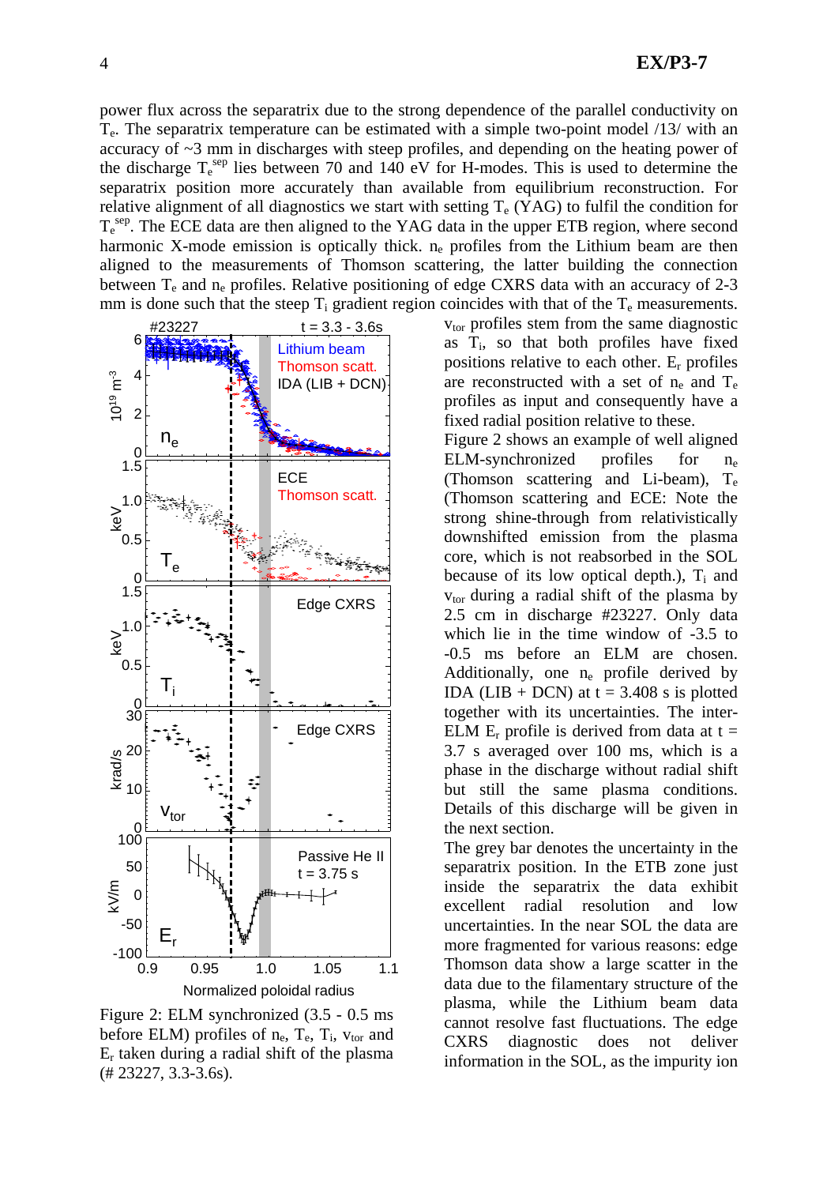power flux across the separatrix due to the strong dependence of the parallel conductivity on $T_e$. The separatrix temperature can be estimated with a simple two-point model /13/ with an accuracy of ~3 mm in discharges with steep profiles, and depending on the heating power of the discharge $T_e^{sep}$ lies between 70 and 140 eV for H-modes. This is used to determine the separatrix position more accurately than available from equilibrium reconstruction. For relative alignment of all diagnostics we start with setting $T_e$ (YAG) to fulfil the condition for $T_e^{sep}$. The ECE data are then aligned to the YAG data in the upper ETB region, where second harmonic X-mode emission is optically thick. $n_e$ profiles from the Lithium beam are then aligned to the measurements of Thomson scattering, the latter building the connection between $T_e$ and $n_e$ profiles. Relative positioning of edge CXRS data with an accuracy of 2-3 mm is done such that the steep $T_i$ gradient region coincides with that of the $T_e$ measurements. $v_{tor}$ profiles stem from the same diagnostic as $T_i$, so that both profiles have fixed positions relative to each other. $E_r$ profiles are reconstructed with a set of $n_e$ and $T_e$ profiles as input and consequently have a fixed radial position relative to these.

Figure 2 shows an example of well aligned ELM-synchronized profiles for $n_e$ (Thomson scattering and Li-beam), $T_e$ (Thomson scattering and ECE: Note the strong shine-through from relativistically downshifted emission from the plasma core, which is not reabsorbed in the SOL because of its low optical depth.), $T_i$ and $v_{tor}$ during a radial shift of the plasma by 2.5 cm in discharge #23227. Only data which lie in the time window of -3.5 to -0.5 ms before an ELM are chosen. Additionally, one $n_e$ profile derived by IDA (LIB + DCN) at t = 3.408 is plotted together with its uncertainties. The inter-ELM $E_r$ profile is derived from data at t = 3.7 s averaged over 100 ms, which is a phase in the discharge without radial shift but still the same plasma conditions. Details of this discharge will be given in the next section.

Figure 2: ELM synchronized (3.5 - 0.5 ms before ELM) profiles of $n_e$, $T_e$, $T_i$, $v_{tor}$ and $E_r$ taken during a radial shift of the plasma (# 23227, 3.3-3.6s).

The grey bar denotes the uncertainty in the separatrix position. In the ETB zone just inside the separatrix the data exhibit excellent radial resolution and low uncertainties. In the near SOL the data are more fragmented for various reasons: edge Thomson data show a large scatter in the data due to the filamentary structure of the plasma, while the Lithium beam data cannot resolve fast fluctuations. The edge CXRS diagnostic does not deliver information in the SOL, as the impurity ion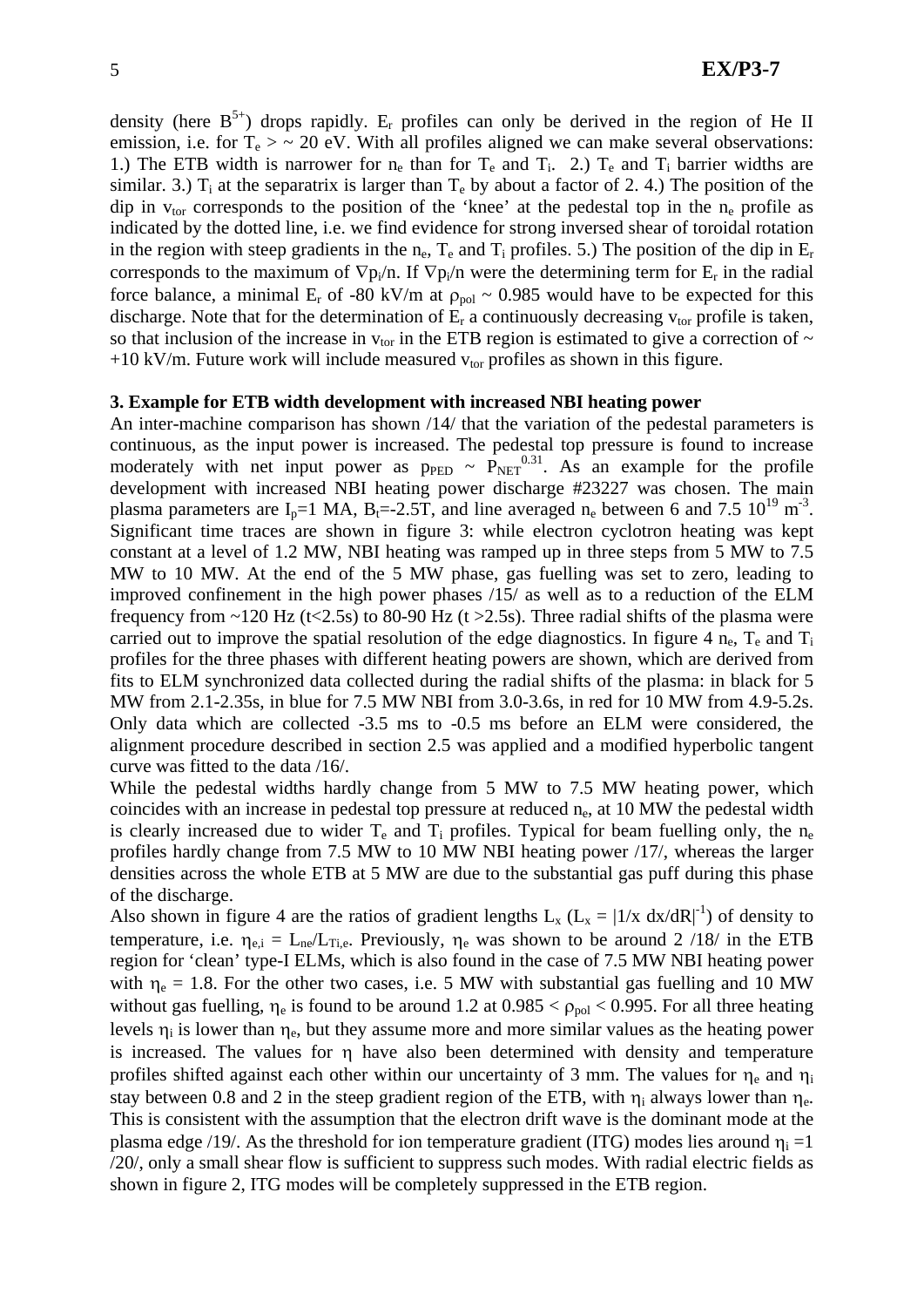density (here $B^{5+}$) drops rapidly. $E_r$ profiles can only be derived in the region of He II emission, i.e. for $T_e > \sim 20$ eV. With all profiles aligned we can make several observations: 1.) The ETB width is narrower for $n_e$ than for $T_e$ and $T_i$. 2.) $T_e$ and $T_i$ barrier widths are similar. 3.) $T_i$ at the separatrix is larger than $T_e$ by about a factor of 2. 4.) The position of the dip in $v_{tor}$ corresponds to the position of the 'knee' at the pedestal top in the $n_e$ profile as indicated by the dotted line, i.e. we find evidence for strong inversed shear of toroidal rotation in the region with steep gradients in the $n_e$, $T_e$ and $T_i$ profiles. 5.) The position of the dip in $E_r$ corresponds to the maximum of $\nabla p_i/n$. If $\nabla p_i/n$ were the determining term for $E_r$ in the radial force balance, a minimal $E_r$ of -80 kV/m at $\rho_{pol} \sim 0.985$ would have to be expected for this discharge. Note that for the determination of $E_r$ a continuously decreasing $v_{tor}$ profile is taken, so that inclusion of the increase in $v_{tor}$ in the ETB region is estimated to give a correction of ~ +10 kV/m. Future work will include measured $v_{tor}$ profiles as shown in this figure.

### 3. Example for ETB width development with increased NBI heating power

An inter-machine comparison has shown /14/ that the variation of the pedestal parameters is continuous, as the input power is increased. The pedestal top pressure is found to increase moderately with net input power as $p_{PED} \sim P_{NET}^{0.31}$. As an example for the profile development with increased NBI heating power discharge #23227 was chosen. The main plasma parameters are $I_p$=1 MA, $B_t$=-2.5T, and line averaged $n_e$ between 6 and 7.5 $10^{19}$ $m^{-3}$. Significant time traces are shown in figure 3: while electron cyclotron heating was kept constant at a level of 1.2 MW, NBI heating was ramped up in three steps from 5 MW to 7.5 MW to 10 MW. At the end of the 5 MW phase, gas fuelling was set to zero, leading to improved confinement in the high power phases /15/ as well as to a reduction of the ELM frequency from ~120 Hz (t<2.5s) to 80-90 Hz (t >2.5s). Three radial shifts of the plasma were carried out to improve the spatial resolution of the edge diagnostics. In figure 4 $n_e$, $T_e$ and $T_i$ profiles for the three phases with different heating powers are shown, which are derived from fits to ELM synchronized data collected during the radial shifts of the plasma: in black for 5 MW from 2.1-2.35s, in blue for 7.5 MW NBI from 3.0-3.6s, in red for 10 MW from 4.9-5.2s. Only data which are collected -3.5 ms to -0.5 ms before an ELM were considered, the alignment procedure described in section 2.5 was applied and a modified hyperbolic tangent curve was fitted to the data /16/.

While the pedestal widths hardly change from 5 MW to 7.5 MW heating power, which coincides with an increase in pedestal top pressure at reduced $n_e$, at 10 MW the pedestal width is clearly increased due to wider $T_e$ and $T_i$ profiles. Typical for beam fuelling only, the $n_e$ profiles hardly change from 7.5 MW to 10 MW NBI heating power /17/, whereas the larger densities across the whole ETB at 5 MW are due to the substantial gas puff during this phase of the discharge.

Also shown in figure 4 are the ratios of gradient lengths $L_x$ ($L_x = |1/x \; dx/dR|^{-1}$) of density to temperature, i.e. $\eta_{e,i} = L_{ne}/L_{Ti,e}$. Previously, $\eta_e$ was shown to be around 2 /18/ in the ETB region for 'clean' type-I ELMs, which is also found in the case of 7.5 MW NBI heating power with $\eta_e = 1.8$. For the other two cases, i.e. 5 MW with substantial gas fuelling and 10 MW without gas fuelling, $\eta_e$ is found to be around 1.2 at $0.985 < \rho_{pol} < 0.995$. For all three heating levels $\eta_i$ is lower than $\eta_e$, but they assume more and more similar values as the heating power is increased. The values for $\eta$ have also been determined with density and temperature profiles shifted against each other within our uncertainty of 3 mm. The values for $\eta_e$ and $\eta_i$ stay between 0.8 and 2 in the steep gradient region of the ETB, with $\eta_i$ always lower than $\eta_e$. This is consistent with the assumption that the electron drift wave is the dominant mode at the plasma edge /19/. As the threshold for ion temperature gradient (ITG) modes lies around $\eta_i$ =1 /20/, only a small shear flow is sufficient to suppress such modes. With radial electric fields as shown in figure 2, ITG modes will be completely suppressed in the ETB region.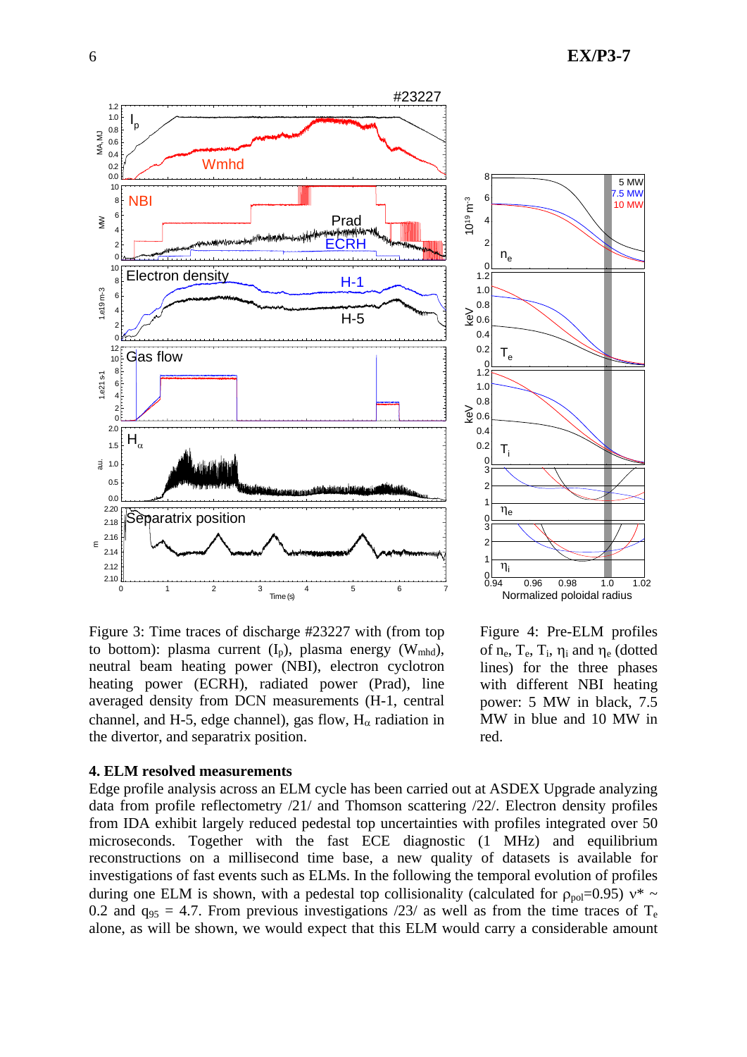Figure 3: Time traces of discharge #23227 with (from top to bottom): plasma current ($I_p$), plasma energy ($W_{mhd}$), neutral beam heating power (NBI), electron cyclotron heating power (ECRH), radiated power (Prad), line averaged density from DCN measurements (H-1, central channel, and H-5, edge channel), gas flow, $H_\alpha$ radiation in the divertor, and separatrix position.

Figure 4: Pre-ELM profiles of $n_e$, $T_e$, $T_i$, $\eta_i$ and $\eta_e$ (dotted lines) for the three phases with different NBI heating power: 5 MW in black, 7.5 MW in blue and 10 MW in red.

## 4. ELM resolved measurements

Edge profile analysis across an ELM cycle has been carried out at ASDEX Upgrade analyzing data from profile reflectometry /21/ and Thomson scattering /22/. Electron density profiles from IDA exhibit largely reduced pedestal top uncertainties with profiles integrated over 50 microseconds. Together with the fast ECE diagnostic (1 MHz) and equilibrium reconstructions on a millisecond time base, a new quality of datasets is available for investigations of fast events such as ELMs. In the following the temporal evolution of profiles during one ELM is shown, with a pedestal top collisionality (calculated for $\rho_{pol}$=0.95) $\nu^* \sim 0.2$ and $q_{95} = 4.7$. From previous investigations /23/ as well as from the time traces of $T_e$ alone, as will be shown, we would expect that this ELM would carry a considerable amount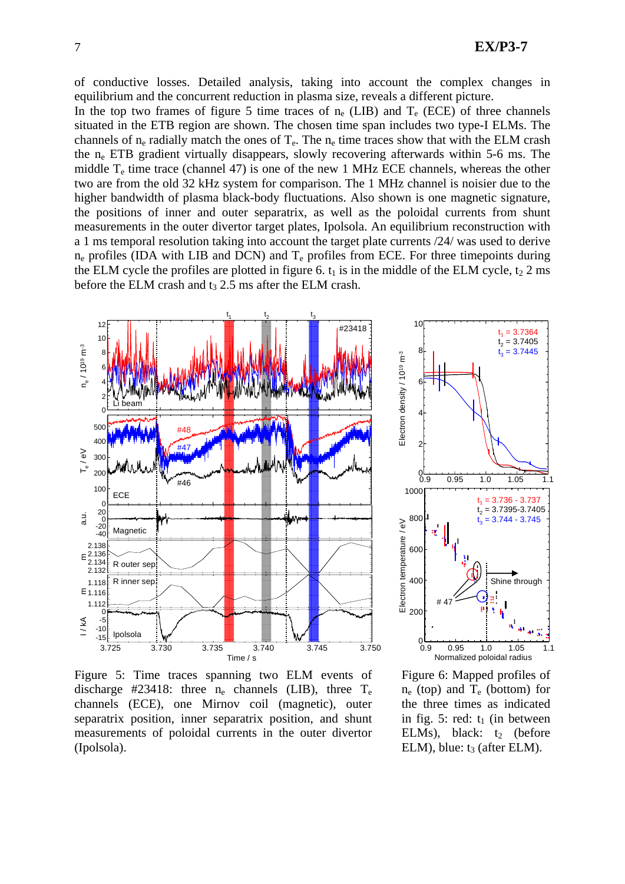of conductive losses. Detailed analysis, taking into account the complex changes in equilibrium and the concurrent reduction in plasma size, reveals a different picture.

In the top two frames of figure 5 time traces of $n_e$ (LIB) and $T_e$ (ECE) of three channels situated in the ETB region are shown. The chosen time span includes two type-I ELMs. The channels of $n_e$ radially match the ones of $T_e$. The $n_e$ time traces show that with the ELM crash the $n_e$ ETB gradient virtually disappears, slowly recovering afterwards within 5-6 ms. The middle $T_e$ time trace (channel 47) is one of the new 1 MHz ECE channels, whereas the other two are from the old 32 kHz system for comparison. The 1 MHz channel is noisier due to the higher bandwidth of plasma black-body fluctuations. Also shown is one magnetic signature, the positions of inner and outer separatrix, as well as the poloidal currents from shunt measurements in the outer divertor target plates, Ipolsola. An equilibrium reconstruction with a 1 ms temporal resolution taking into account the target plate currents /24/ was used to derive $n_e$ profiles (IDA with LIB and DCN) and $T_e$ profiles from ECE. For three timepoints during the ELM cycle the profiles are plotted in figure 6. $t_1$ is in the middle of the ELM cycle, $t_2$ 2 ms before the ELM crash and $t_3$ 2.5 ms after the ELM crash.

Figure 5: Time traces spanning two ELM events of discharge #23418: three $n_e$ channels (LIB), three $T_e$ channels (ECE), one Mirnov coil (magnetic), outer separatrix position, inner separatrix position, and shunt measurements of poloidal currents in the outer divertor (Ipolsola).

Figure 6: Mapped profiles of $n_e$ (top) and $T_e$ (bottom) for the three times as indicated in fig. 5: red: $t_1$ (in between ELMs), black: $t_2$ (before ELM), blue: $t_3$ (after ELM).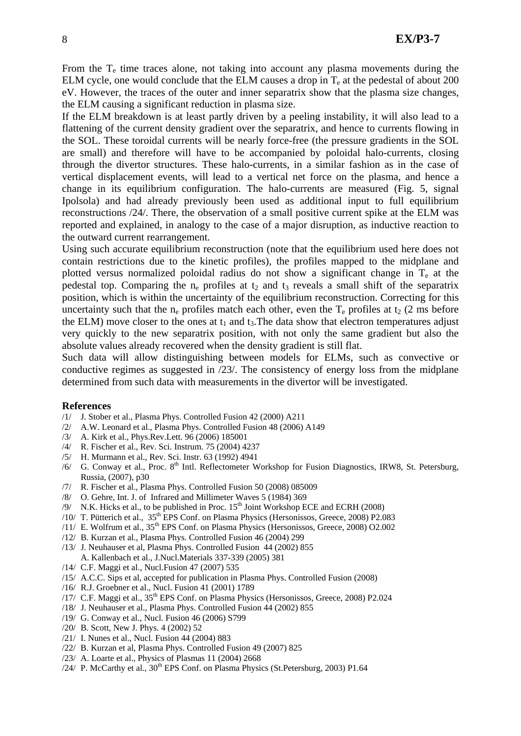From the $T_e$ time traces alone, not taking into account any plasma movements during the ELM cycle, one would conclude that the ELM causes a drop in $T_e$ at the pedestal of about 200 eV. However, the traces of the outer and inner separatrix show that the plasma size changes, the ELM causing a significant reduction in plasma size.

If the ELM breakdown is at least partly driven by a peeling instability, it will also lead to a flattening of the current density gradient over the separatrix, and hence to currents flowing in the SOL. These toroidal currents will be nearly force-free (the pressure gradients in the SOL are small) and therefore will have to be accompanied by poloidal halo-currents, closing through the divertor structures. These halo-currents, in a similar fashion as in the case of vertical displacement events, will lead to a vertical net force on the plasma, and hence a change in its equilibrium configuration. The halo-currents are measured (Fig. 5, signal Ipolsola) and had already previously been used as additional input to full equilibrium reconstructions /24/. There, the observation of a small positive current spike at the ELM was reported and explained, in analogy to the case of a major disruption, as inductive reaction to the outward current rearrangement.

Using such accurate equilibrium reconstruction (note that the equilibrium used here does not contain restrictions due to the kinetic profiles), the profiles mapped to the midplane and plotted versus normalized poloidal radius do not show a significant change in $T_e$ at the pedestal top. Comparing the $n_e$ profiles at $t_2$ and $t_3$ reveals a small shift of the separatrix position, which is within the uncertainty of the equilibrium reconstruction. Correcting for this uncertainty such that the $n_e$ profiles match each other, even the $T_e$ profiles at $t_2$ (2 ms before the ELM) move closer to the ones at $t_1$ and $t_3$.The data show that electron temperatures adjust very quickly to the new separatrix position, with not only the same gradient but also the absolute values already recovered when the density gradient is still flat.

Such data will allow distinguishing between models for ELMs, such as convective or conductive regimes as suggested in /23/. The consistency of energy loss from the midplane determined from such data with measurements in the divertor will be investigated.

**References**

/1/ J. Stober et al., Plasma Phys. Controlled Fusion 42 (2000) A211
/2/ A.W. Leonard et al., Plasma Phys. Controlled Fusion 48 (2006) A149
/3/ A. Kirk et al., Phys.Rev.Lett. 96 (2006) 185001
/4/ R. Fischer et al., Rev. Sci. Instrum. 75 (2004) 4237
/5/ H. Murmann et al., Rev. Sci. Instr. 63 (1992) 4941
/6/ G. Conway et al., Proc. 8th Intl. Reflectometer Workshop for Fusion Diagnostics, IRW8, St. Petersburg, Russia, (2007), p30
/7/ R. Fischer et al., Plasma Phys. Controlled Fusion 50 (2008) 085009
/8/ O. Gehre, Int. J. of Infrared and Millimeter Waves 5 (1984) 369
/9/ N.K. Hicks et al., to be published in Proc. 15th Joint Workshop ECE and ECRH (2008)
/10/ T. Pütterich et al., 35th EPS Conf. on Plasma Physics (Hersonissos, Greece, 2008) P2.083
/11/ E. Wolfrum et al., 35th EPS Conf. on Plasma Physics (Hersonissos, Greece, 2008) O2.002
/12/ B. Kurzan et al., Plasma Phys. Controlled Fusion 46 (2004) 299
/13/ J. Neuhauser et al, Plasma Phys. Controlled Fusion 44 (2002) 855
A. Kallenbach et al., J.Nucl.Materials 337-339 (2005) 381
/14/ C.F. Maggi et al., Nucl.Fusion 47 (2007) 535
/15/ A.C.C. Sips et al, accepted for publication in Plasma Phys. Controlled Fusion (2008)
/16/ R.J. Groebner et al., Nucl. Fusion 41 (2001) 1789
/17/ C.F. Maggi et al., 35th EPS Conf. on Plasma Physics (Hersonissos, Greece, 2008) P2.024
/18/ J. Neuhauser et al., Plasma Phys. Controlled Fusion 44 (2002) 855
/19/ G. Conway et al., Nucl. Fusion 46 (2006) S799
/20/ B. Scott, New J. Phys. 4 (2002) 52
/21/ I. Nunes et al., Nucl. Fusion 44 (2004) 883
/22/ B. Kurzan et al, Plasma Phys. Controlled Fusion 49 (2007) 825
/23/ A. Loarte et al., Physics of Plasmas 11 (2004) 2668
/24/ P. McCarthy et al., 30th EPS Conf. on Plasma Physics (St.Petersburg, 2003) P1.64